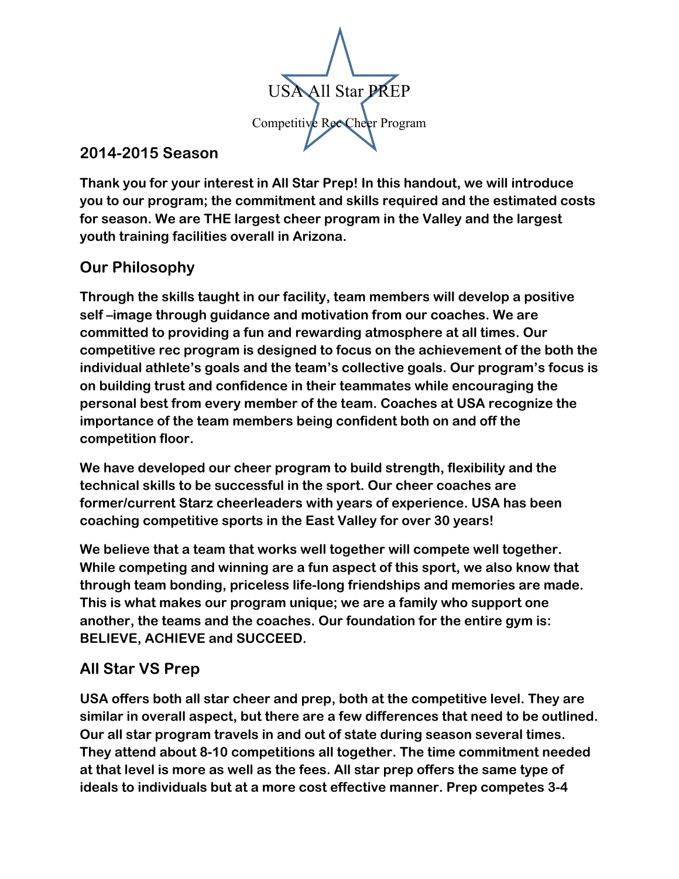# USA All Star PREP

Competitive Rec Cheer Program

## 2014-2015 Season

**Thank you for your interest in All Star Prep! In this handout, we will introduce you to our program; the commitment and skills required and the estimated costs for season. We are THE largest cheer program in the Valley and the largest youth training facilities overall in Arizona.**

## Our Philosophy

**Through the skills taught in our facility, team members will develop a positive self –image through guidance and motivation from our coaches. We are committed to providing a fun and rewarding atmosphere at all times. Our competitive rec program is designed to focus on the achievement of the both the individual athlete's goals and the team's collective goals. Our program's focus is on building trust and confidence in their teammates while encouraging the personal best from every member of the team. Coaches at USA recognize the importance of the team members being confident both on and off the competition floor.**

**We have developed our cheer program to build strength, flexibility and the technical skills to be successful in the sport. Our cheer coaches are former/current Starz cheerleaders with years of experience. USA has been coaching competitive sports in the East Valley for over 30 years!**

**We believe that a team that works well together will compete well together. While competing and winning are a fun aspect of this sport, we also know that through team bonding, priceless life-long friendships and memories are made. This is what makes our program unique; we are a family who support one another, the teams and the coaches. Our foundation for the entire gym is: BELIEVE, ACHIEVE and SUCCEED.**

## All Star VS Prep

**USA offers both all star cheer and prep, both at the competitive level. They are similar in overall aspect, but there are a few differences that need to be outlined. Our all star program travels in and out of state during season several times. They attend about 8-10 competitions all together. The time commitment needed at that level is more as well as the fees. All star prep offers the same type of ideals to individuals but at a more cost effective manner. Prep competes 3-4**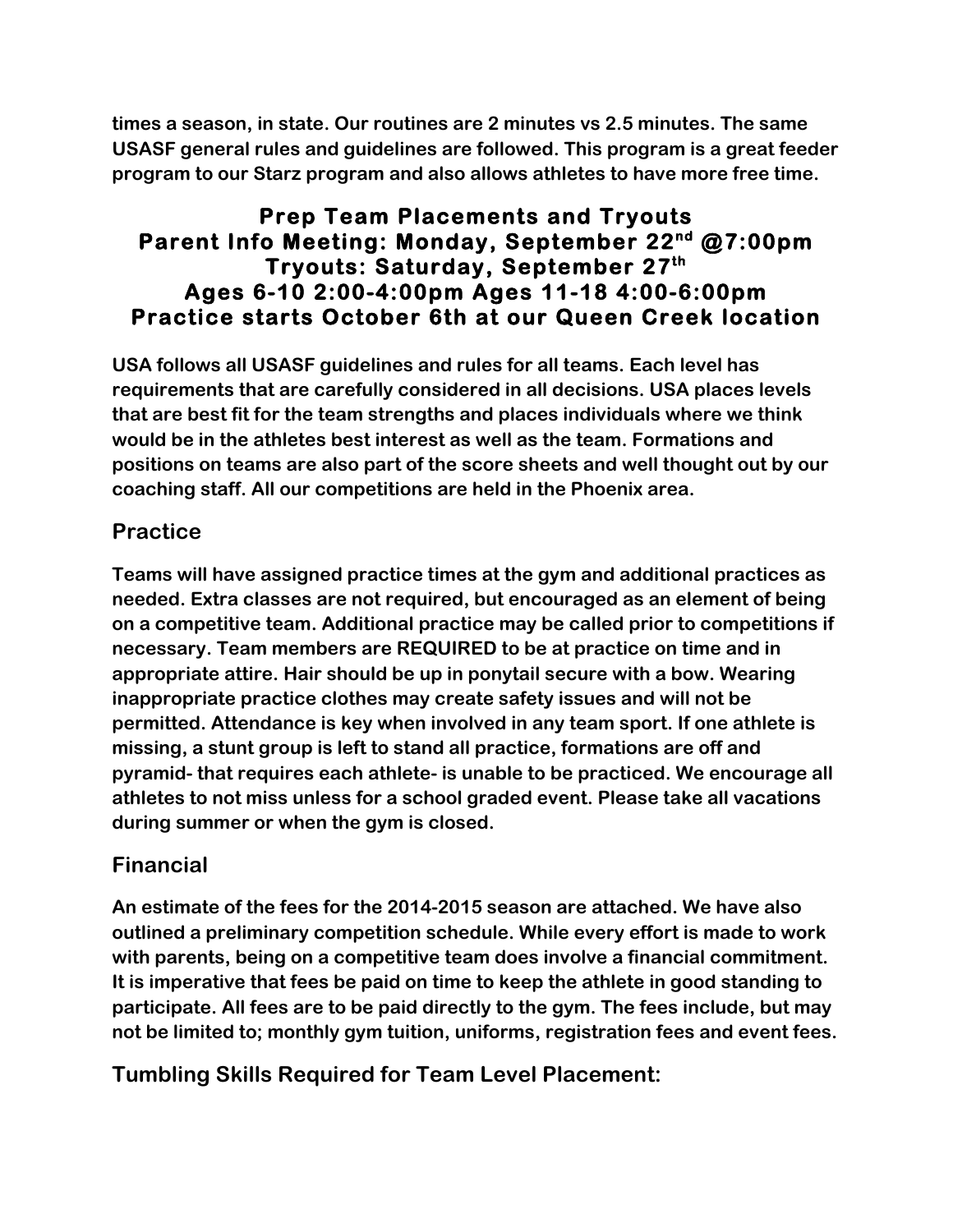times a season, in state. Our routines are 2 minutes vs 2.5 minutes. The same USASF general rules and guidelines are followed. This program is a great feeder program to our Starz program and also allows athletes to have more free time.

## Prep Team Placements and Tryouts
## Parent Info Meeting: Monday, September 22nd @7:00pm
## Tryouts: Saturday, September 27th
## Ages 6-10 2:00-4:00pm Ages 11-18 4:00-6:00pm
## Practice starts October 6th at our Queen Creek location

USA follows all USASF guidelines and rules for all teams. Each level has requirements that are carefully considered in all decisions. USA places levels that are best fit for the team strengths and places individuals where we think would be in the athletes best interest as well as the team. Formations and positions on teams are also part of the score sheets and well thought out by our coaching staff. All our competitions are held in the Phoenix area.

### Practice

Teams will have assigned practice times at the gym and additional practices as needed. Extra classes are not required, but encouraged as an element of being on a competitive team. Additional practice may be called prior to competitions if necessary. Team members are REQUIRED to be at practice on time and in appropriate attire. Hair should be up in ponytail secure with a bow. Wearing inappropriate practice clothes may create safety issues and will not be permitted. Attendance is key when involved in any team sport. If one athlete is missing, a stunt group is left to stand all practice, formations are off and pyramid- that requires each athlete- is unable to be practiced. We encourage all athletes to not miss unless for a school graded event. Please take all vacations during summer or when the gym is closed.

### Financial

An estimate of the fees for the 2014-2015 season are attached. We have also outlined a preliminary competition schedule. While every effort is made to work with parents, being on a competitive team does involve a financial commitment. It is imperative that fees be paid on time to keep the athlete in good standing to participate. All fees are to be paid directly to the gym. The fees include, but may not be limited to; monthly gym tuition, uniforms, registration fees and event fees.

### Tumbling Skills Required for Team Level Placement: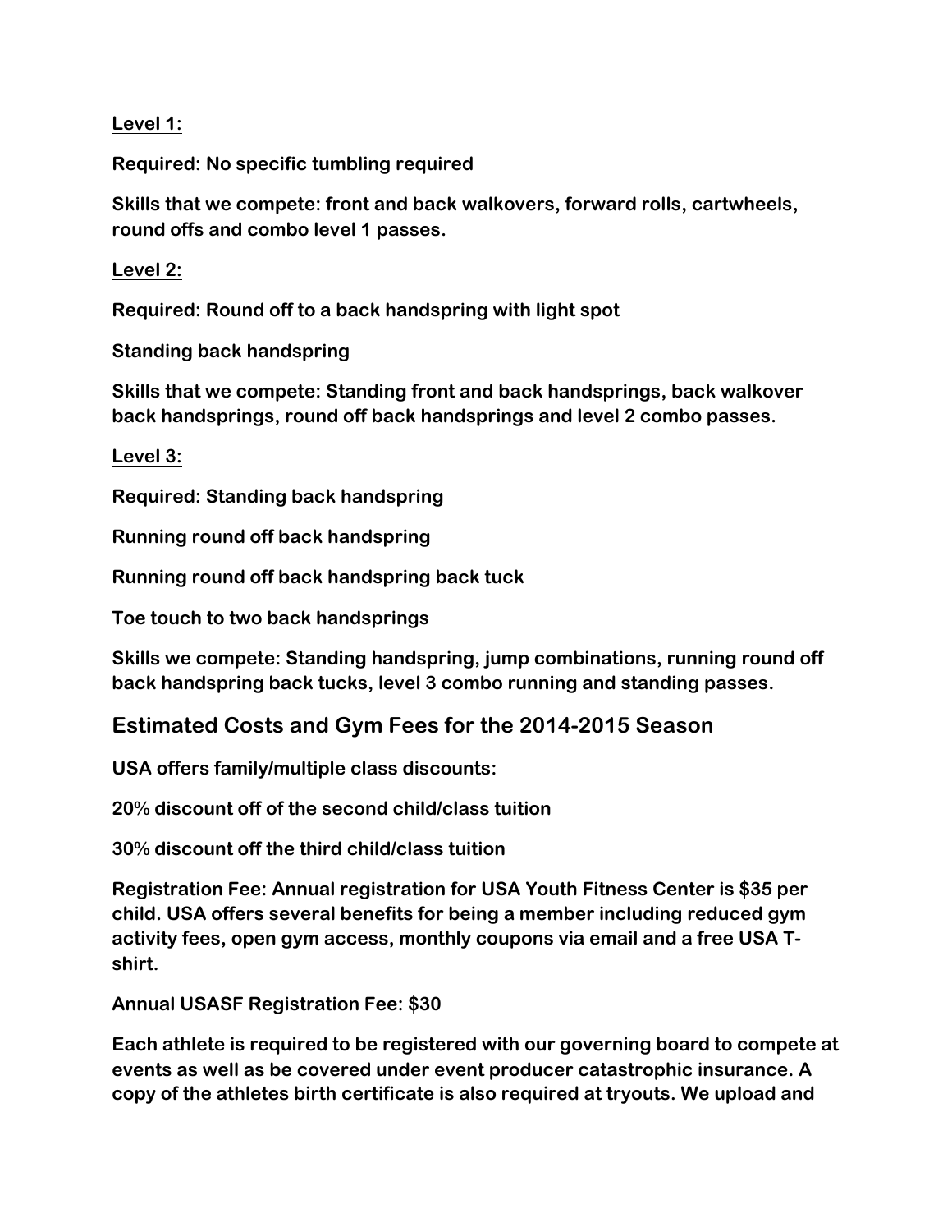**Level 1:**

**Required: No specific tumbling required**

**Skills that we compete: front and back walkovers, forward rolls, cartwheels, round offs and combo level 1 passes.**

**Level 2:**

**Required: Round off to a back handspring with light spot**

**Standing back handspring**

**Skills that we compete: Standing front and back handsprings, back walkover back handsprings, round off back handsprings and level 2 combo passes.**

**Level 3:**

**Required: Standing back handspring**

**Running round off back handspring**

**Running round off back handspring back tuck**

**Toe touch to two back handsprings**

**Skills we compete: Standing handspring, jump combinations, running round off back handspring back tucks, level 3 combo running and standing passes.**

## Estimated Costs and Gym Fees for the 2014-2015 Season

**USA offers family/multiple class discounts:**

**20% discount off of the second child/class tuition**

**30% discount off the third child/class tuition**

**Registration Fee: Annual registration for USA Youth Fitness Center is $35 per child. USA offers several benefits for being a member including reduced gym activity fees, open gym access, monthly coupons via email and a free USA T-shirt.**

**Annual USASF Registration Fee: $30**

**Each athlete is required to be registered with our governing board to compete at events as well as be covered under event producer catastrophic insurance. A copy of the athletes birth certificate is also required at tryouts. We upload and**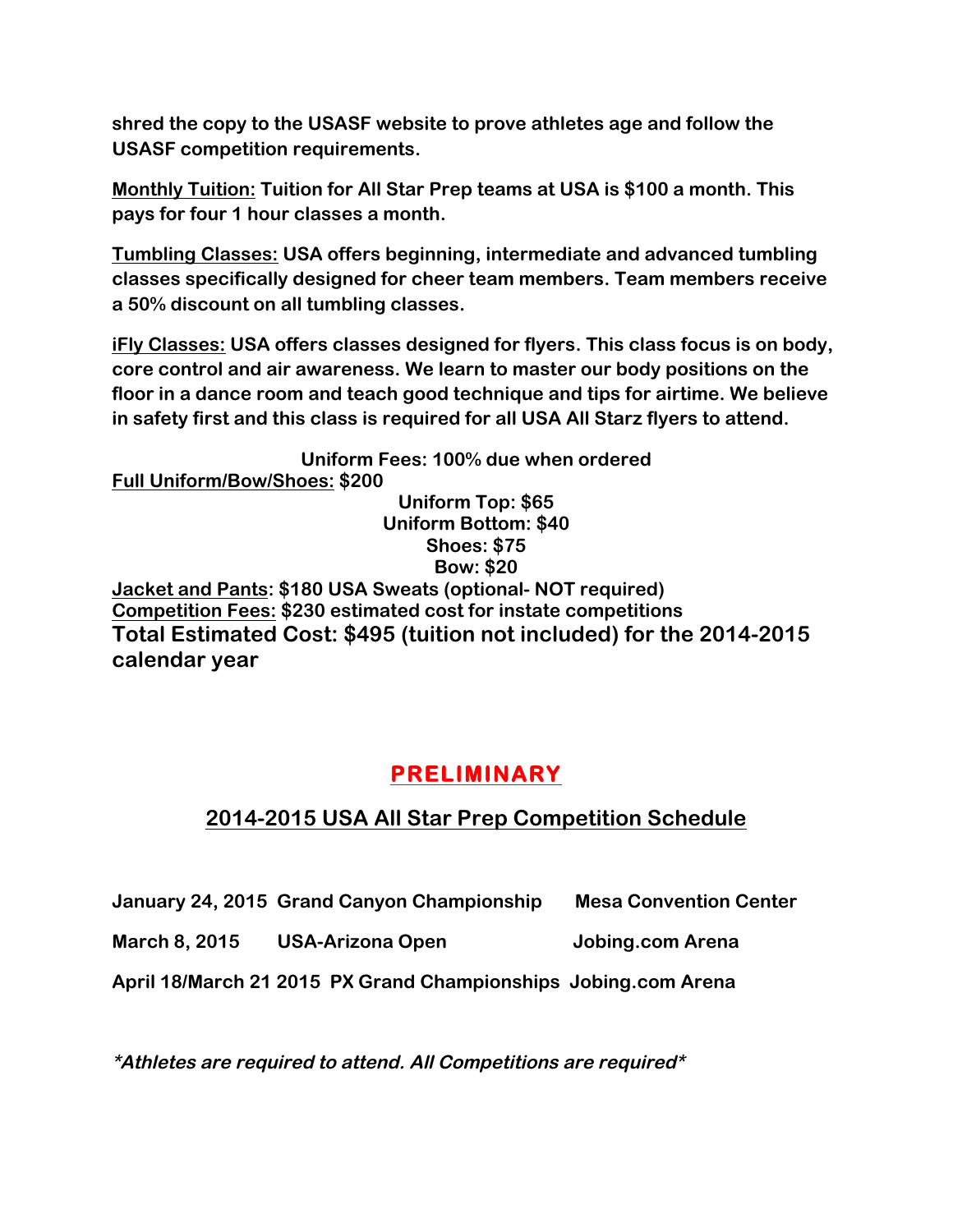**shred the copy to the USASF website to prove athletes age and follow the USASF competition requirements.**

**Monthly Tuition: Tuition for All Star Prep teams at USA is $100 a month. This pays for four 1 hour classes a month.**

**Tumbling Classes: USA offers beginning, intermediate and advanced tumbling classes specifically designed for cheer team members. Team members receive a 50% discount on all tumbling classes.**

**iFly Classes: USA offers classes designed for flyers. This class focus is on body, core control and air awareness. We learn to master our body positions on the floor in a dance room and teach good technique and tips for airtime. We believe in safety first and this class is required for all USA All Starz flyers to attend.**

**Uniform Fees: 100% due when ordered**

**Full Uniform/Bow/Shoes: $200**

**Uniform Top: $65**
**Uniform Bottom: $40**
**Shoes: $75**
**Bow: $20**

**Jacket and Pants: $180 USA Sweats (optional- NOT required)**
**Competition Fees: $230 estimated cost for instate competitions**

**Total Estimated Cost: $495 (tuition not included) for the 2014-2015 calendar year**

## PRELIMINARY

## 2014-2015 USA All Star Prep Competition Schedule

**January 24, 2015 Grand Canyon Championship Mesa Convention Center**

**March 8, 2015 USA-Arizona Open Jobing.com Arena**

**April 18/March 21 2015 PX Grand Championships Jobing.com Arena**

***Athletes are required to attend. All Competitions are required***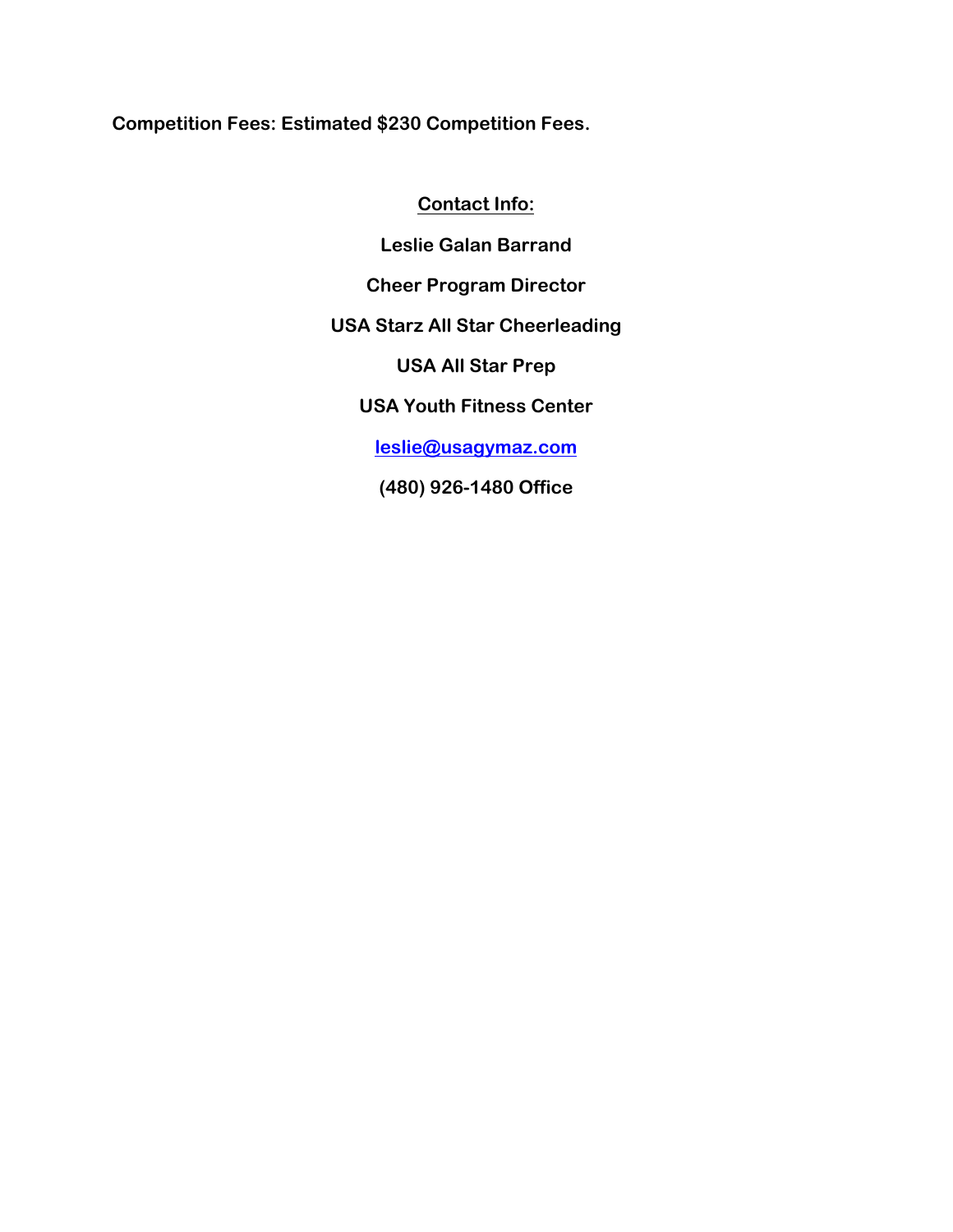**Competition Fees: Estimated $230 Competition Fees.**

**<u>Contact Info:</u>**

**Leslie Galan Barrand**

**Cheer Program Director**

**USA Starz All Star Cheerleading**

**USA All Star Prep**

**USA Youth Fitness Center**

**[leslie@usagymaz.com](mailto:leslie@usagymaz.com)**

**(480) 926-1480 Office**